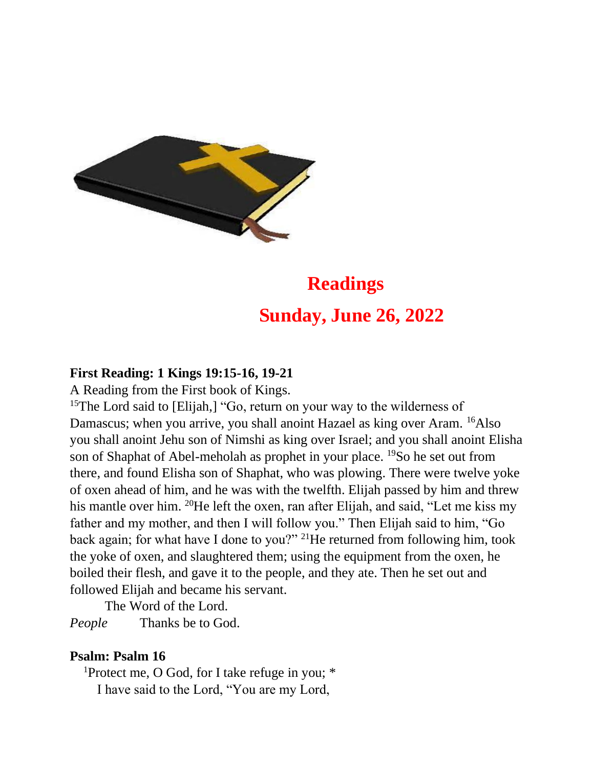# Readings

## Sunday, June 26, 2022

**First Reading: 1 Kings 19:15-16, 19-21**

A Reading from the First book of Kings.

[15]The Lord said to [Elijah,] "Go, return on your way to the wilderness of Damascus; when you arrive, you shall anoint Hazael as king over Aram. [16]Also you shall anoint Jehu son of Nimshi as king over Israel; and you shall anoint Elisha son of Shaphat of Abel-meholah as prophet in your place. [19]So he set out from there, and found Elisha son of Shaphat, who was plowing. There were twelve yoke of oxen ahead of him, and he was with the twelfth. Elijah passed by him and threw his mantle over him. [20]He left the oxen, ran after Elijah, and said, "Let me kiss my father and my mother, and then I will follow you." Then Elijah said to him, "Go back again; for what have I done to you?" [21]He returned from following him, took the yoke of oxen, and slaughtered them; using the equipment from the oxen, he boiled their flesh, and gave it to the people, and they ate. Then he set out and followed Elijah and became his servant.

The Word of the Lord.

*People* Thanks be to God.

**Psalm: Psalm 16**

[1]Protect me, O God, for I take refuge in you; *
I have said to the Lord, "You are my Lord,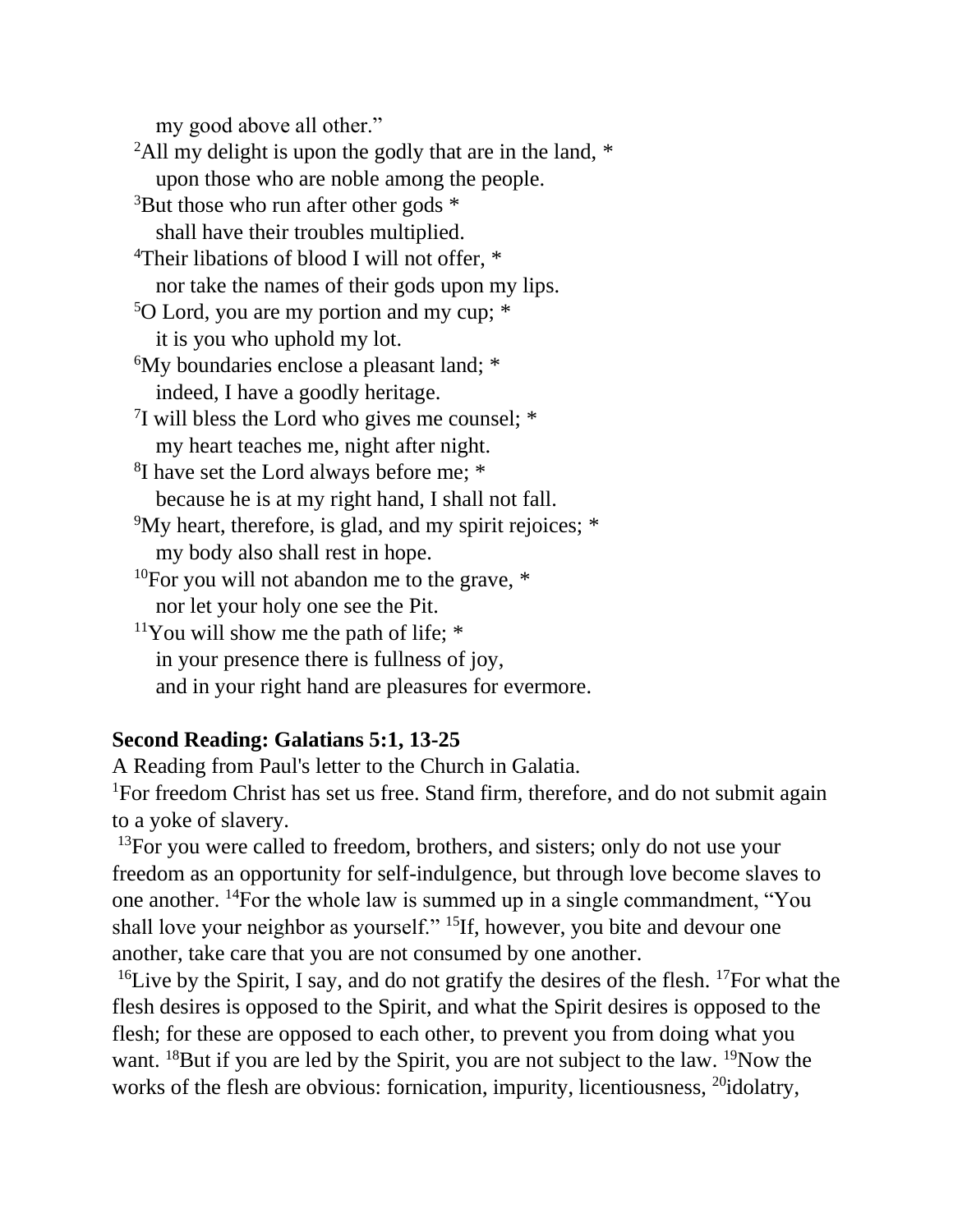my good above all other."

[2]All my delight is upon the godly that are in the land, *
upon those who are noble among the people.

[3]But those who run after other gods *
shall have their troubles multiplied.

[4]Their libations of blood I will not offer, *
nor take the names of their gods upon my lips.

[5]O Lord, you are my portion and my cup; *
it is you who uphold my lot.

[6]My boundaries enclose a pleasant land; *
indeed, I have a goodly heritage.

[7]I will bless the Lord who gives me counsel; *
my heart teaches me, night after night.

[8]I have set the Lord always before me; *
because he is at my right hand, I shall not fall.

[9]My heart, therefore, is glad, and my spirit rejoices; *
my body also shall rest in hope.

[10]For you will not abandon me to the grave, *
nor let your holy one see the Pit.

[11]You will show me the path of life; *
in your presence there is fullness of joy,
and in your right hand are pleasures for evermore.

**Second Reading: Galatians 5:1, 13-25**

A Reading from Paul's letter to the Church in Galatia.

[1]For freedom Christ has set us free. Stand firm, therefore, and do not submit again to a yoke of slavery.

[13]For you were called to freedom, brothers, and sisters; only do not use your freedom as an opportunity for self-indulgence, but through love become slaves to one another. [14]For the whole law is summed up in a single commandment, "You shall love your neighbor as yourself." [15]If, however, you bite and devour one another, take care that you are not consumed by one another.

[16]Live by the Spirit, I say, and do not gratify the desires of the flesh. [17]For what the flesh desires is opposed to the Spirit, and what the Spirit desires is opposed to the flesh; for these are opposed to each other, to prevent you from doing what you want. [18]But if you are led by the Spirit, you are not subject to the law. [19]Now the works of the flesh are obvious: fornication, impurity, licentiousness, [20]idolatry,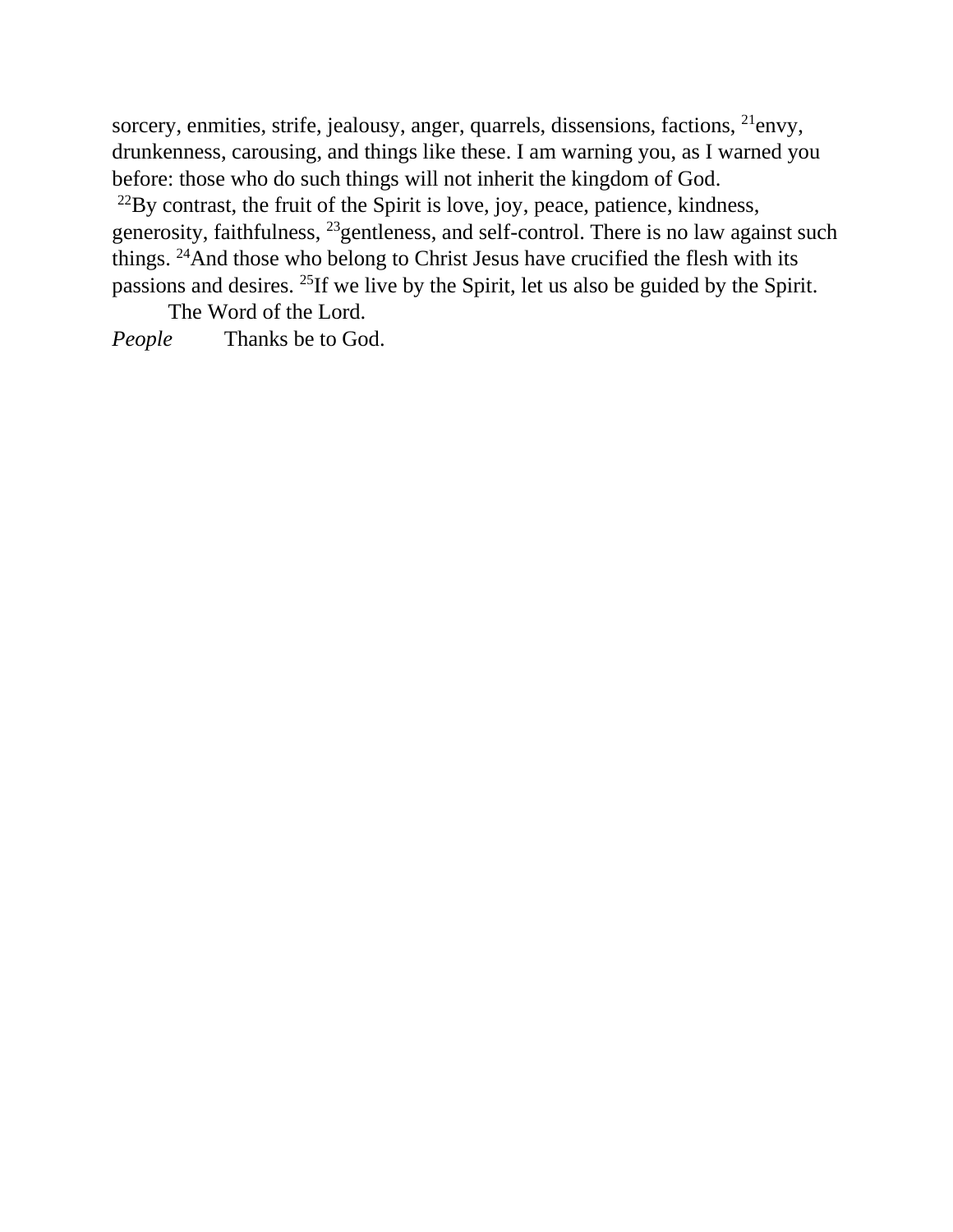sorcery, enmities, strife, jealousy, anger, quarrels, dissensions, factions, [21]envy, drunkenness, carousing, and things like these. I am warning you, as I warned you before: those who do such things will not inherit the kingdom of God.

[22]By contrast, the fruit of the Spirit is love, joy, peace, patience, kindness, generosity, faithfulness, [23]gentleness, and self-control. There is no law against such things. [24]And those who belong to Christ Jesus have crucified the flesh with its passions and desires. [25]If we live by the Spirit, let us also be guided by the Spirit.

The Word of the Lord.

*People* Thanks be to God.